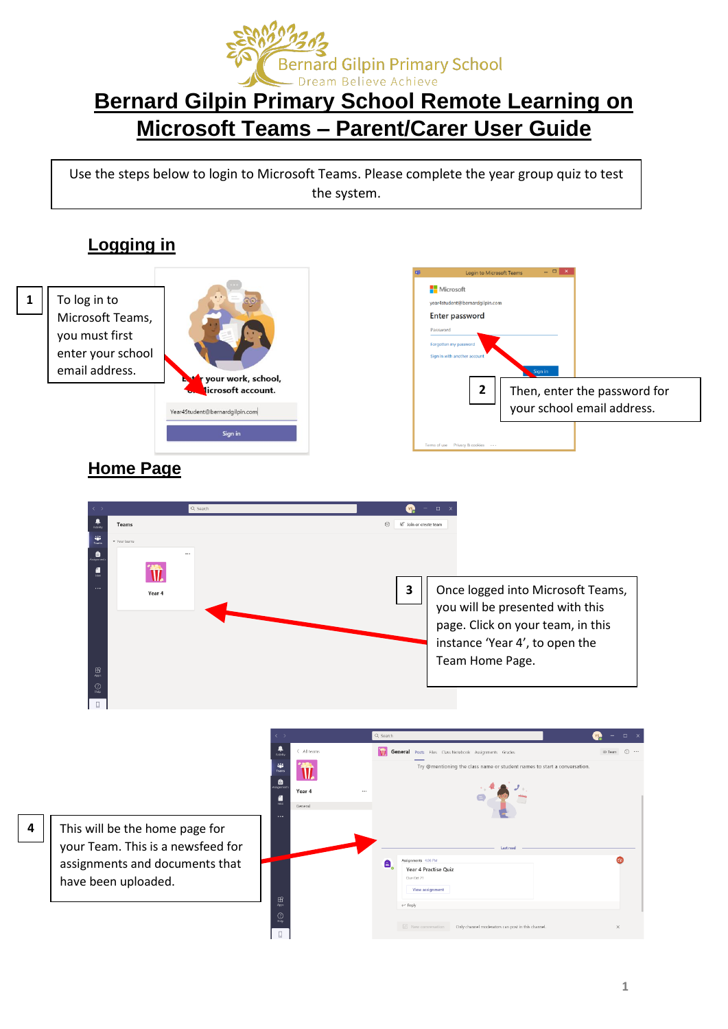Bernard Gilpin Primary School

Dream Believe Achieve

# Bernard Gilpin Primary School Remote Learning on Microsoft Teams – Parent/Carer User Guide

Use the steps below to login to Microsoft Teams. Please complete the year group quiz to test the system.

## Logging in

**1** To log in to Microsoft Teams, you must first enter your school email address.

**2** Then, enter the password for your school email address.

## Home Page

**3** Once logged into Microsoft Teams, you will be presented with this page. Click on your team, in this instance 'Year 4', to open the Team Home Page.

**4** This will be the home page for your Team. This is a newsfeed for assignments and documents that have been uploaded.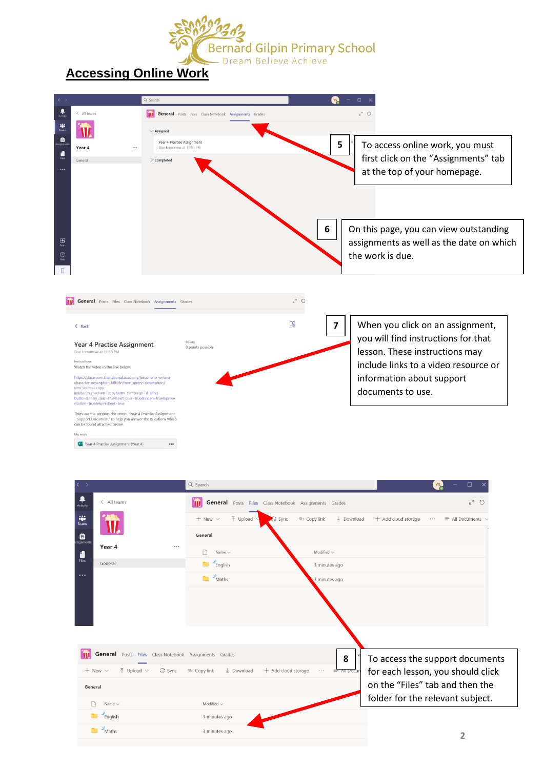Bernard Gilpin Primary School

Dream Believe Achieve

## Accessing Online Work

**5** To access online work, you must first click on the “Assignments” tab at the top of your homepage.

**6** On this page, you can view outstanding assignments as well as the date on which the work is due.

**7** When you click on an assignment, you will find instructions for that lesson. These instructions may include links to a video resource or information about support documents to use.

**8** To access the support documents for each lesson, you should click on the “Files” tab and then the folder for the relevant subject.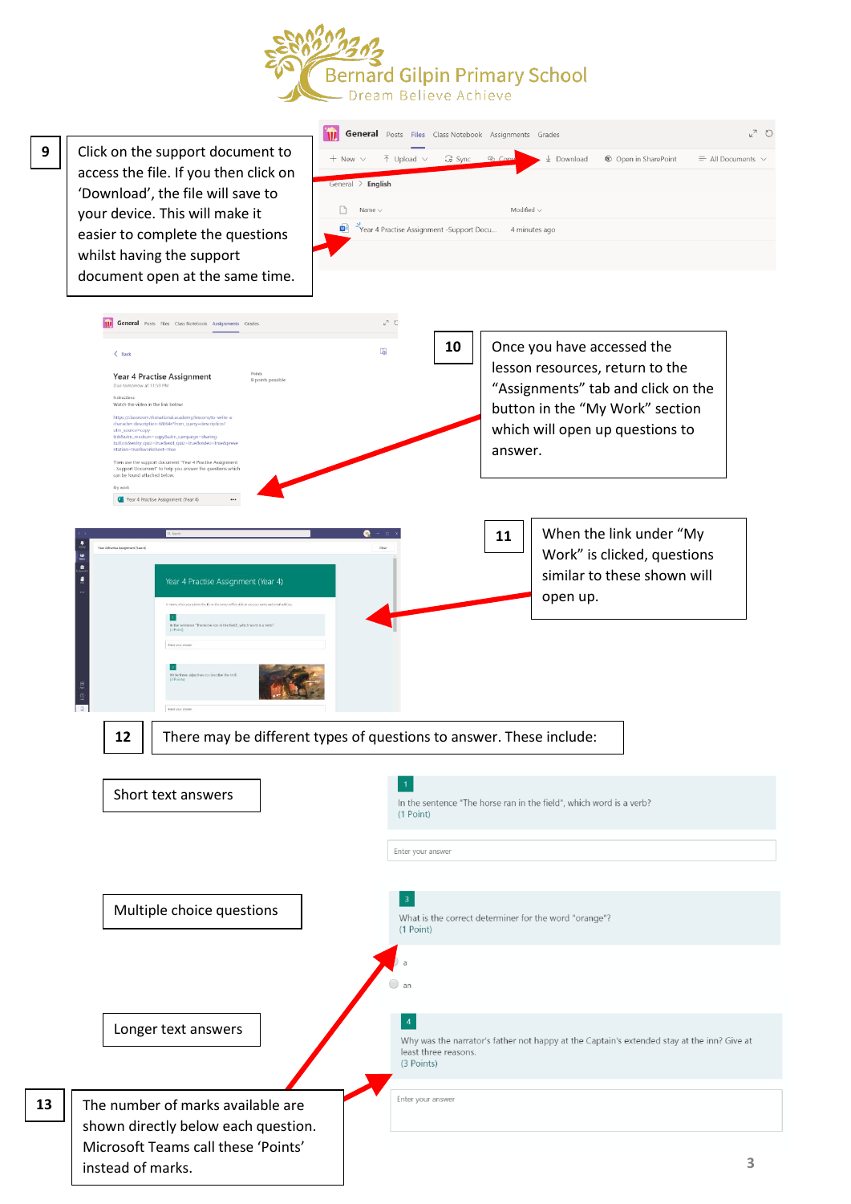# Bernard Gilpin Primary School

Dream Believe Achieve

**9** Click on the support document to access the file. If you then click on 'Download', the file will save to your device. This will make it easier to complete the questions whilst having the support document open at the same time.

**10** Once you have accessed the lesson resources, return to the "Assignments" tab and click on the button in the "My Work" section which will open up questions to answer.

**11** When the link under "My Work" is clicked, questions similar to these shown will open up.

**12** There may be different types of questions to answer. These include:

- Short text answers
- Multiple choice questions
- Longer text answers

**13** The number of marks available are shown directly below each question. Microsoft Teams call these 'Points' instead of marks.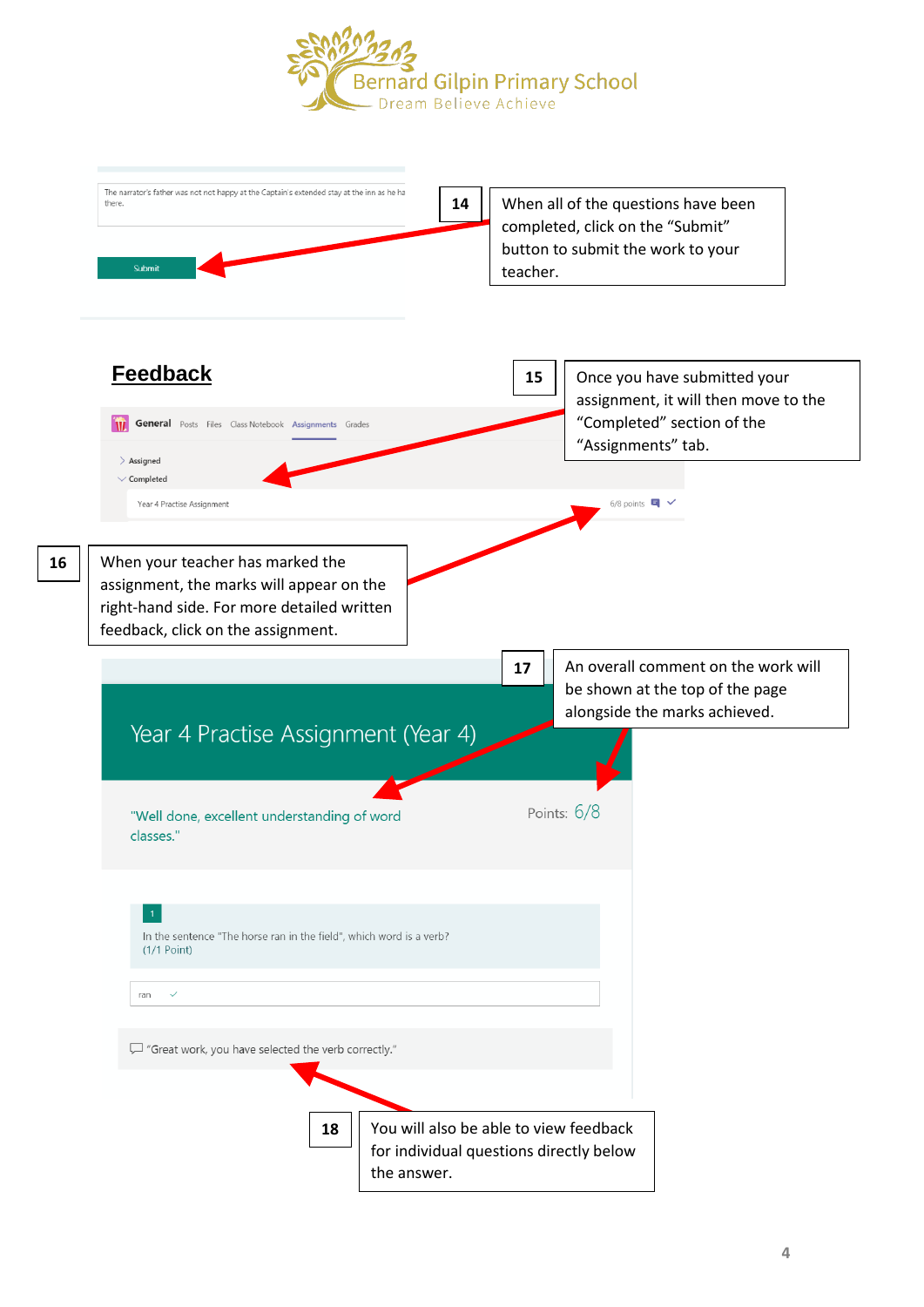Bernard Gilpin Primary School
Dream Believe Achieve

The narrator's father was not not happy at the Captain's extended stay at the inn as he ha there.

Submit

**14** When all of the questions have been completed, click on the "Submit" button to submit the work to your teacher.

## Feedback

**15** Once you have submitted your assignment, it will then move to the "Completed" section of the "Assignments" tab.

General Posts Files Class Notebook Assignments Grades

Assigned

Completed

Year 4 Practise Assignment 6/8 points

**16** When your teacher has marked the assignment, the marks will appear on the right-hand side. For more detailed written feedback, click on the assignment.

**17** An overall comment on the work will be shown at the top of the page alongside the marks achieved.

Year 4 Practise Assignment (Year 4)

"Well done, excellent understanding of word classes."

Points: 6/8

1

In the sentence "The horse ran in the field", which word is a verb? (1/1 Point)

ran

"Great work, you have selected the verb correctly."

**18** You will also be able to view feedback for individual questions directly below the answer.